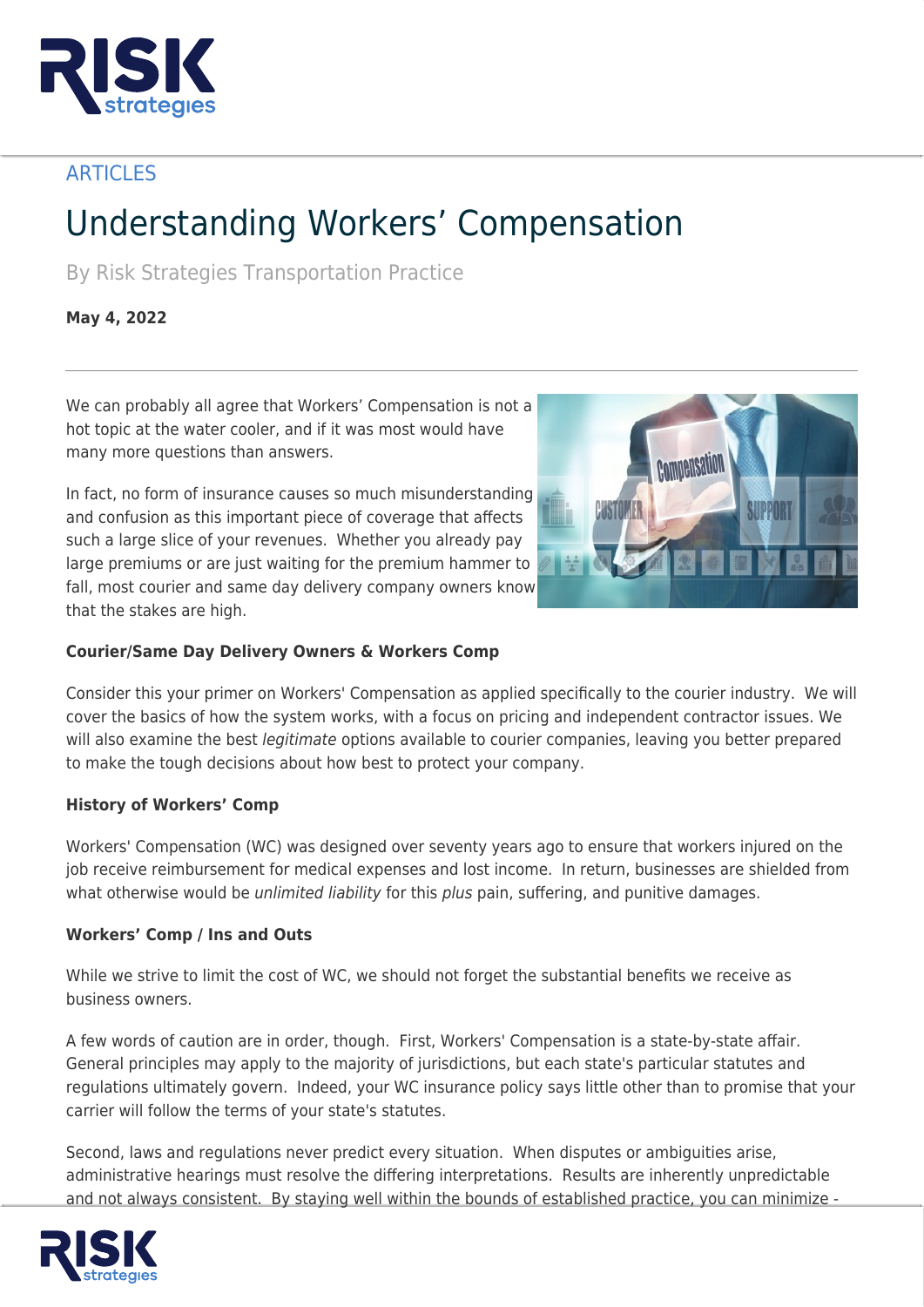ARTICLES

# Understanding Workers' Compensation

By Risk Strategies Transportation Practice

**May 4, 2022**

---

We can probably all agree that Workers' Compensation is not a hot topic at the water cooler, and if it was most would have many more questions than answers.

In fact, no form of insurance causes so much misunderstanding and confusion as this important piece of coverage that affects such a large slice of your revenues. Whether you already pay large premiums or are just waiting for the premium hammer to fall, most courier and same day delivery company owners know that the stakes are high.

**Courier/Same Day Delivery Owners & Workers Comp**

Consider this your primer on Workers' Compensation as applied specifically to the courier industry. We will cover the basics of how the system works, with a focus on pricing and independent contractor issues. We will also examine the best *legitimate* options available to courier companies, leaving you better prepared to make the tough decisions about how best to protect your company.

**History of Workers' Comp**

Workers' Compensation (WC) was designed over seventy years ago to ensure that workers injured on the job receive reimbursement for medical expenses and lost income. In return, businesses are shielded from what otherwise would be *unlimited liability* for this *plus* pain, suffering, and punitive damages.

**Workers' Comp / Ins and Outs**

While we strive to limit the cost of WC, we should not forget the substantial benefits we receive as business owners.

A few words of caution are in order, though. First, Workers' Compensation is a state-by-state affair. General principles may apply to the majority of jurisdictions, but each state's particular statutes and regulations ultimately govern. Indeed, your WC insurance policy says little other than to promise that your carrier will follow the terms of your state's statutes.

Second, laws and regulations never predict every situation. When disputes or ambiguities arise, administrative hearings must resolve the differing interpretations. Results are inherently unpredictable and not always consistent. By staying well within the bounds of established practice, you can minimize -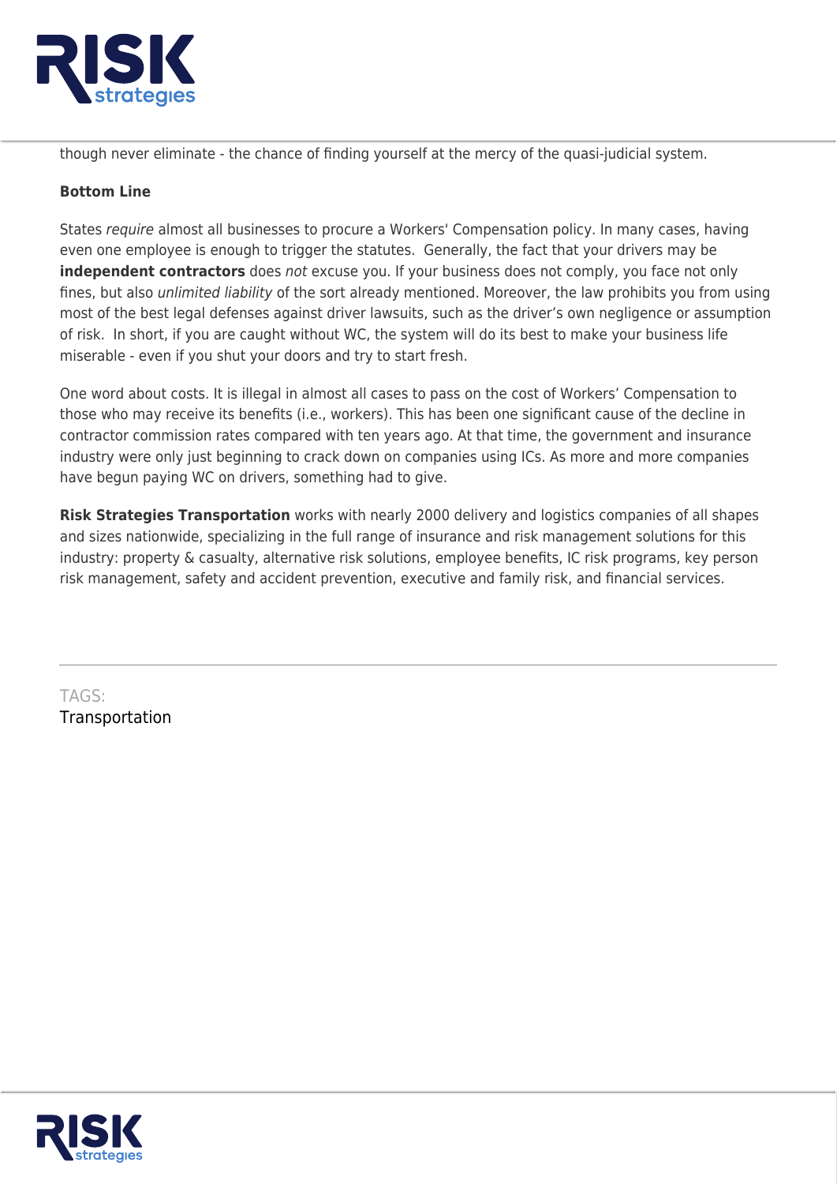though never eliminate - the chance of finding yourself at the mercy of the quasi-judicial system.

**Bottom Line**

States *require* almost all businesses to procure a Workers' Compensation policy. In many cases, having even one employee is enough to trigger the statutes. Generally, the fact that your drivers may be **independent contractors** does *not* excuse you. If your business does not comply, you face not only fines, but also *unlimited liability* of the sort already mentioned. Moreover, the law prohibits you from using most of the best legal defenses against driver lawsuits, such as the driver's own negligence or assumption of risk. In short, if you are caught without WC, the system will do its best to make your business life miserable - even if you shut your doors and try to start fresh.

One word about costs. It is illegal in almost all cases to pass on the cost of Workers' Compensation to those who may receive its benefits (i.e., workers). This has been one significant cause of the decline in contractor commission rates compared with ten years ago. At that time, the government and insurance industry were only just beginning to crack down on companies using ICs. As more and more companies have begun paying WC on drivers, something had to give.

**Risk Strategies Transportation** works with nearly 2000 delivery and logistics companies of all shapes and sizes nationwide, specializing in the full range of insurance and risk management solutions for this industry: property & casualty, alternative risk solutions, employee benefits, IC risk programs, key person risk management, safety and accident prevention, executive and family risk, and financial services.

---

TAGS:
Transportation